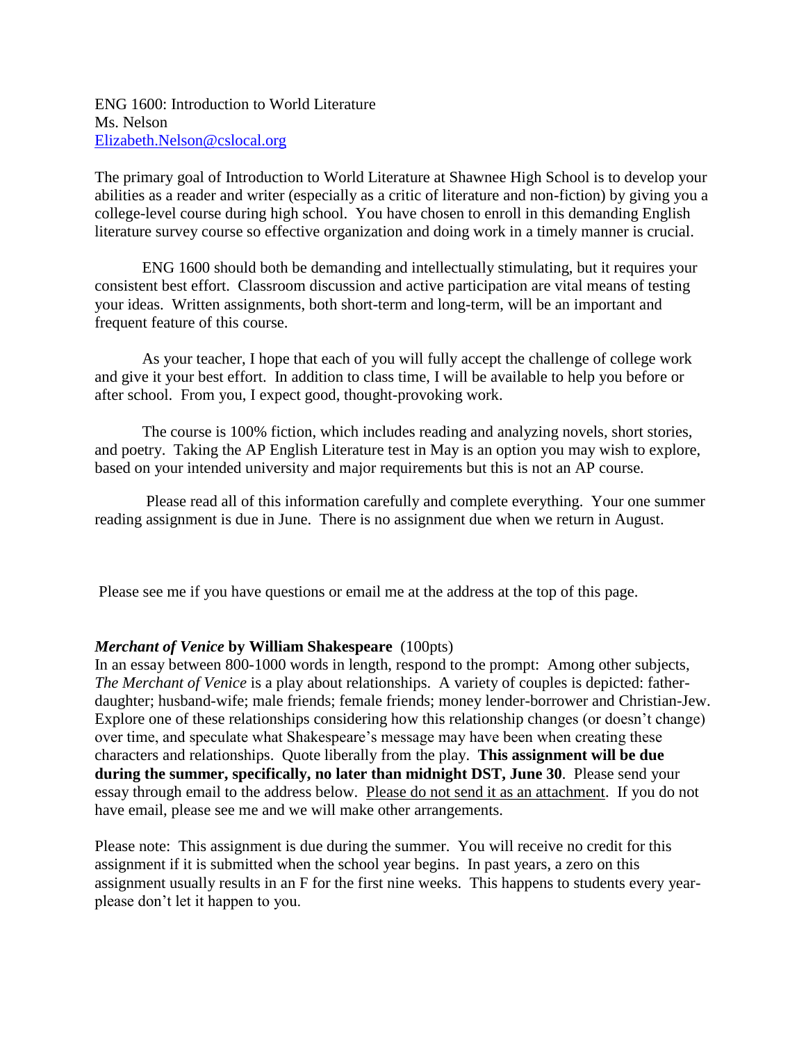ENG 1600: Introduction to World Literature
Ms. Nelson
Elizabeth.Nelson@cslocal.org

The primary goal of Introduction to World Literature at Shawnee High School is to develop your abilities as a reader and writer (especially as a critic of literature and non-fiction) by giving you a college-level course during high school. You have chosen to enroll in this demanding English literature survey course so effective organization and doing work in a timely manner is crucial.

ENG 1600 should both be demanding and intellectually stimulating, but it requires your consistent best effort. Classroom discussion and active participation are vital means of testing your ideas. Written assignments, both short-term and long-term, will be an important and frequent feature of this course.

As your teacher, I hope that each of you will fully accept the challenge of college work and give it your best effort. In addition to class time, I will be available to help you before or after school. From you, I expect good, thought-provoking work.

The course is 100% fiction, which includes reading and analyzing novels, short stories, and poetry. Taking the AP English Literature test in May is an option you may wish to explore, based on your intended university and major requirements but this is not an AP course.

Please read all of this information carefully and complete everything. Your one summer reading assignment is due in June. There is no assignment due when we return in August.

Please see me if you have questions or email me at the address at the top of this page.

***Merchant of Venice* by William Shakespeare** (100pts)
In an essay between 800-1000 words in length, respond to the prompt: Among other subjects, *The Merchant of Venice* is a play about relationships. A variety of couples is depicted: father-daughter; husband-wife; male friends; female friends; money lender-borrower and Christian-Jew. Explore one of these relationships considering how this relationship changes (or doesn't change) over time, and speculate what Shakespeare's message may have been when creating these characters and relationships. Quote liberally from the play. **This assignment will be due during the summer, specifically, no later than midnight DST, June 30**. Please send your essay through email to the address below. <u>Please do not send it as an attachment</u>. If you do not have email, please see me and we will make other arrangements.

Please note: This assignment is due during the summer. You will receive no credit for this assignment if it is submitted when the school year begins. In past years, a zero on this assignment usually results in an F for the first nine weeks. This happens to students every year- please don't let it happen to you.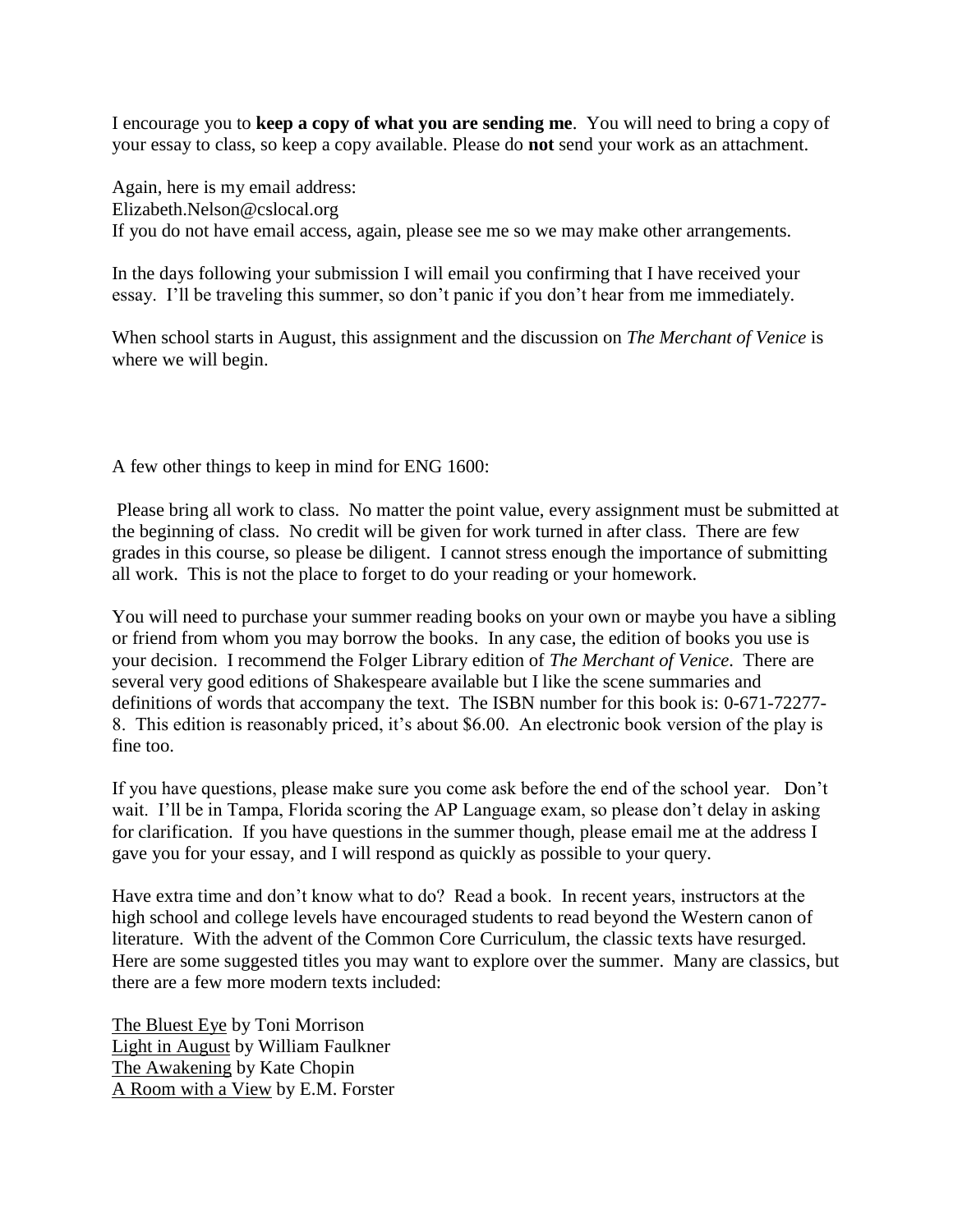I encourage you to **keep a copy of what you are sending me**. You will need to bring a copy of your essay to class, so keep a copy available. Please do **not** send your work as an attachment.

Again, here is my email address:
Elizabeth.Nelson@cslocal.org
If you do not have email access, again, please see me so we may make other arrangements.

In the days following your submission I will email you confirming that I have received your essay. I'll be traveling this summer, so don't panic if you don't hear from me immediately.

When school starts in August, this assignment and the discussion on *The Merchant of Venice* is where we will begin.

A few other things to keep in mind for ENG 1600:

Please bring all work to class. No matter the point value, every assignment must be submitted at the beginning of class. No credit will be given for work turned in after class. There are few grades in this course, so please be diligent. I cannot stress enough the importance of submitting all work. This is not the place to forget to do your reading or your homework.

You will need to purchase your summer reading books on your own or maybe you have a sibling or friend from whom you may borrow the books. In any case, the edition of books you use is your decision. I recommend the Folger Library edition of *The Merchant of Venice.* There are several very good editions of Shakespeare available but I like the scene summaries and definitions of words that accompany the text. The ISBN number for this book is: 0-671-72277-8. This edition is reasonably priced, it's about $6.00. An electronic book version of the play is fine too.

If you have questions, please make sure you come ask before the end of the school year. Don't wait. I'll be in Tampa, Florida scoring the AP Language exam, so please don't delay in asking for clarification. If you have questions in the summer though, please email me at the address I gave you for your essay, and I will respond as quickly as possible to your query.

Have extra time and don't know what to do? Read a book. In recent years, instructors at the high school and college levels have encouraged students to read beyond the Western canon of literature. With the advent of the Common Core Curriculum, the classic texts have resurged. Here are some suggested titles you may want to explore over the summer. Many are classics, but there are a few more modern texts included:

<u>The Bluest Eye</u> by Toni Morrison
<u>Light in August</u> by William Faulkner
<u>The Awakening</u> by Kate Chopin
<u>A Room with a View</u> by E.M. Forster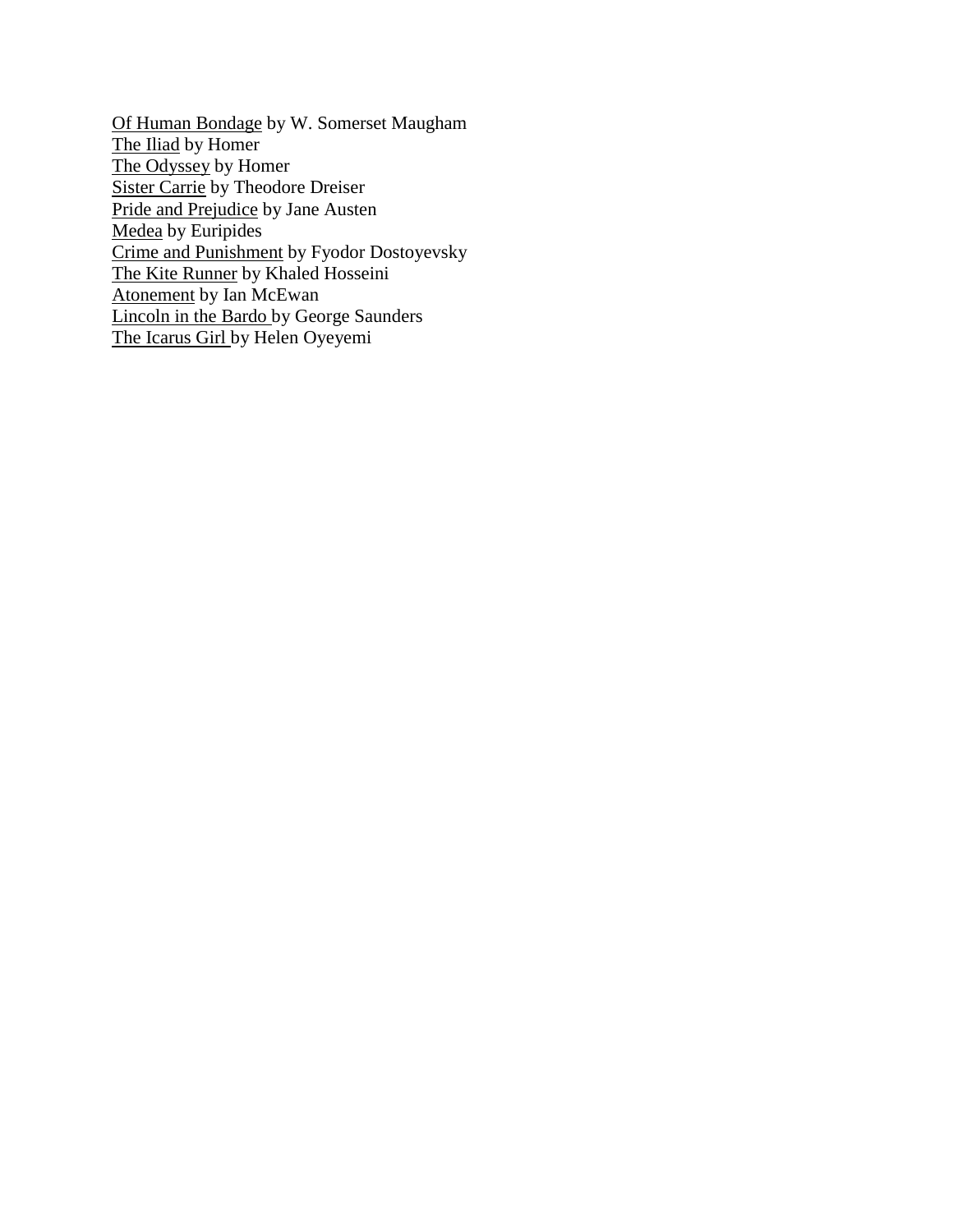<u>Of Human Bondage</u> by W. Somerset Maugham
<u>The Iliad</u> by Homer
<u>The Odyssey</u> by Homer
<u>Sister Carrie</u> by Theodore Dreiser
<u>Pride and Prejudice</u> by Jane Austen
<u>Medea</u> by Euripides
<u>Crime and Punishment</u> by Fyodor Dostoyevsky
<u>The Kite Runner</u> by Khaled Hosseini
<u>Atonement</u> by Ian McEwan
<u>Lincoln in the Bardo</u> by George Saunders
<u>The Icarus Girl</u> by Helen Oyeyemi